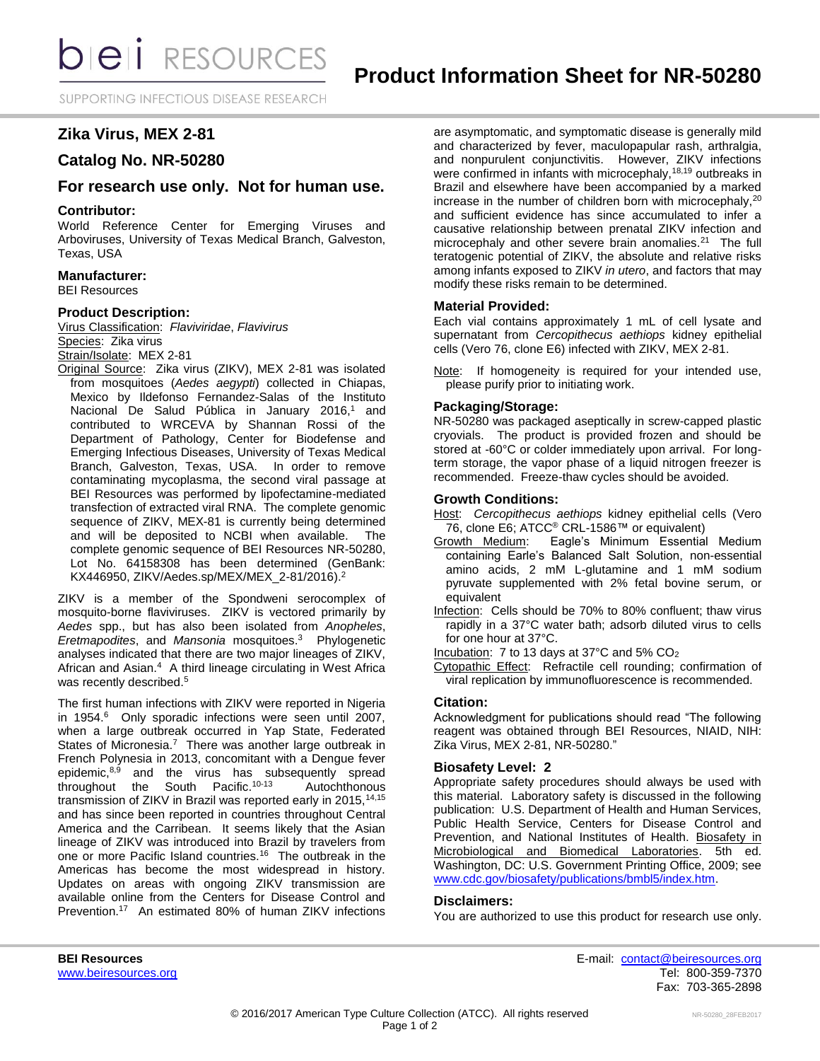# Product Information Sheet for NR-50280

## Zika Virus, MEX 2-81

## Catalog No. NR-50280

## For research use only. Not for human use.

### Contributor:

World Reference Center for Emerging Viruses and Arboviruses, University of Texas Medical Branch, Galveston, Texas, USA

### Manufacturer:

BEI Resources

### Product Description:

Virus Classification: *Flaviviridae*, *Flavivirus*
Species: Zika virus
Strain/Isolate: MEX 2-81
Original Source: Zika virus (ZIKV), MEX 2-81 was isolated from mosquitoes (*Aedes aegypti*) collected in Chiapas, Mexico by Ildefonso Fernandez-Salas of the Instituto Nacional De Salud Pública in January 2016,[1] and contributed to WRCEVA by Shannan Rossi of the Department of Pathology, Center for Biodefense and Emerging Infectious Diseases, University of Texas Medical Branch, Galveston, Texas, USA. In order to remove contaminating mycoplasma, the second viral passage at BEI Resources was performed by lipofectamine-mediated transfection of extracted viral RNA. The complete genomic sequence of ZIKV, MEX-81 is currently being determined and will be deposited to NCBI when available. The complete genomic sequence of BEI Resources NR-50280, Lot No. 64158308 has been determined (GenBank: KX446950, ZIKV/Aedes.sp/MEX/MEX_2-81/2016).[2]

ZIKV is a member of the Spondweni serocomplex of mosquito-borne flaviviruses. ZIKV is vectored primarily by *Aedes* spp., but has also been isolated from *Anopheles*, *Eretmapodites*, and *Mansonia* mosquitoes.[3] Phylogenetic analyses indicated that there are two major lineages of ZIKV, African and Asian.[4] A third lineage circulating in West Africa was recently described.[5]

The first human infections with ZIKV were reported in Nigeria in 1954.[6] Only sporadic infections were seen until 2007, when a large outbreak occurred in Yap State, Federated States of Micronesia.[7] There was another large outbreak in French Polynesia in 2013, concomitant with a Dengue fever epidemic,[8,9] and the virus has subsequently spread throughout the South Pacific.[10-13] Autochthonous transmission of ZIKV in Brazil was reported early in 2015,[14,15] and has since been reported in countries throughout Central America and the Carribean. It seems likely that the Asian lineage of ZIKV was introduced into Brazil by travelers from one or more Pacific Island countries.[16] The outbreak in the Americas has become the most widespread in history. Updates on areas with ongoing ZIKV transmission are available online from the Centers for Disease Control and Prevention.[17] An estimated 80% of human ZIKV infections are asymptomatic, and symptomatic disease is generally mild and characterized by fever, maculopapular rash, arthralgia, and nonpurulent conjunctivitis. However, ZIKV infections were confirmed in infants with microcephaly,[18,19] outbreaks in Brazil and elsewhere have been accompanied by a marked increase in the number of children born with microcephaly,[20] and sufficient evidence has since accumulated to infer a causative relationship between prenatal ZIKV infection and microcephaly and other severe brain anomalies.[21] The full teratogenic potential of ZIKV, the absolute and relative risks among infants exposed to ZIKV *in utero*, and factors that may modify these risks remain to be determined.

### Material Provided:

Each vial contains approximately 1 mL of cell lysate and supernatant from *Cercopithecus aethiops* kidney epithelial cells (Vero 76, clone E6) infected with ZIKV, MEX 2-81.

Note: If homogeneity is required for your intended use, please purify prior to initiating work.

### Packaging/Storage:

NR-50280 was packaged aseptically in screw-capped plastic cryovials. The product is provided frozen and should be stored at -60°C or colder immediately upon arrival. For long-term storage, the vapor phase of a liquid nitrogen freezer is recommended. Freeze-thaw cycles should be avoided.

### Growth Conditions:

Host: *Cercopithecus aethiops* kidney epithelial cells (Vero 76, clone E6; ATCC® CRL-1586™ or equivalent)
Growth Medium: Eagle's Minimum Essential Medium containing Earle's Balanced Salt Solution, non-essential amino acids, 2 mM L-glutamine and 1 mM sodium pyruvate supplemented with 2% fetal bovine serum, or equivalent
Infection: Cells should be 70% to 80% confluent; thaw virus rapidly in a 37°C water bath; adsorb diluted virus to cells for one hour at 37°C.
Incubation: 7 to 13 days at 37°C and 5% $CO_2$
Cytopathic Effect: Refractile cell rounding; confirmation of viral replication by immunofluorescence is recommended.

### Citation:

Acknowledgment for publications should read "The following reagent was obtained through BEI Resources, NIAID, NIH: Zika Virus, MEX 2-81, NR-50280."

### Biosafety Level: 2

Appropriate safety procedures should always be used with this material. Laboratory safety is discussed in the following publication: U.S. Department of Health and Human Services, Public Health Service, Centers for Disease Control and Prevention, and National Institutes of Health. Biosafety in Microbiological and Biomedical Laboratories. 5th ed. Washington, DC: U.S. Government Printing Office, 2009; see www.cdc.gov/biosafety/publications/bmbl5/index.htm.

### Disclaimers:

You are authorized to use this product for research use only.

**BEI Resources**
www.beiresources.org

E-mail: contact@beiresources.org
Tel: 800-359-7370
Fax: 703-365-2898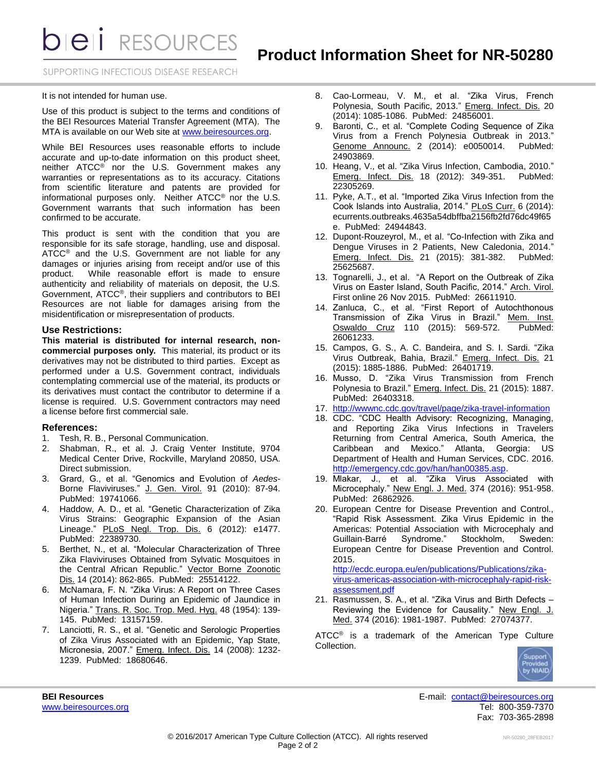It is not intended for human use.

Use of this product is subject to the terms and conditions of the BEI Resources Material Transfer Agreement (MTA). The MTA is available on our Web site at www.beiresources.org.

While BEI Resources uses reasonable efforts to include accurate and up-to-date information on this product sheet, neither ATCC® nor the U.S. Government makes any warranties or representations as to its accuracy. Citations from scientific literature and patents are provided for informational purposes only. Neither ATCC® nor the U.S. Government warrants that such information has been confirmed to be accurate.

This product is sent with the condition that you are responsible for its safe storage, handling, use and disposal. ATCC® and the U.S. Government are not liable for any damages or injuries arising from receipt and/or use of this product. While reasonable effort is made to ensure authenticity and reliability of materials on deposit, the U.S. Government, ATCC®, their suppliers and contributors to BEI Resources are not liable for damages arising from the misidentification or misrepresentation of products.

### Use Restrictions:

**This material is distributed for internal research, non-commercial purposes only.** This material, its product or its derivatives may not be distributed to third parties. Except as performed under a U.S. Government contract, individuals contemplating commercial use of the material, its products or its derivatives must contact the contributor to determine if a license is required. U.S. Government contractors may need a license before first commercial sale.

### References:

1. Tesh, R. B., Personal Communication.
2. Shabman, R., et al. J. Craig Venter Institute, 9704 Medical Center Drive, Rockville, Maryland 20850, USA. Direct submission.
3. Grard, G., et al. "Genomics and Evolution of *Aedes*-Borne Flaviviruses." J. Gen. Virol. 91 (2010): 87-94. PubMed: 19741066.
4. Haddow, A. D., et al. "Genetic Characterization of Zika Virus Strains: Geographic Expansion of the Asian Lineage." PLoS Negl. Trop. Dis. 6 (2012): e1477. PubMed: 22389730.
5. Berthet, N., et al. "Molecular Characterization of Three Zika Flaviviruses Obtained from Sylvatic Mosquitoes in the Central African Republic." Vector Borne Zoonotic Dis. 14 (2014): 862-865. PubMed: 25514122.
6. McNamara, F. N. "Zika Virus: A Report on Three Cases of Human Infection During an Epidemic of Jaundice in Nigeria." Trans. R. Soc. Trop. Med. Hyg. 48 (1954): 139-145. PubMed: 13157159.
7. Lanciotti, R. S., et al. "Genetic and Serologic Properties of Zika Virus Associated with an Epidemic, Yap State, Micronesia, 2007." Emerg. Infect. Dis. 14 (2008): 1232-1239. PubMed: 18680646.
8. Cao-Lormeau, V. M., et al. "Zika Virus, French Polynesia, South Pacific, 2013." Emerg. Infect. Dis. 20 (2014): 1085-1086. PubMed: 24856001.
9. Baronti, C., et al. "Complete Coding Sequence of Zika Virus from a French Polynesia Outbreak in 2013." Genome Announc. 2 (2014): e0050014. PubMed: 24903869.
10. Heang, V., et al. "Zika Virus Infection, Cambodia, 2010." Emerg. Infect. Dis. 18 (2012): 349-351. PubMed: 22305269.
11. Pyke, A.T., et al. "Imported Zika Virus Infection from the Cook Islands into Australia, 2014." PLoS Curr. 6 (2014): ecurrents.outbreaks.4635a54dbffba2156fb2fd76dc49f65e. PubMed: 24944843.
12. Dupont-Rouzeyrol, M., et al. "Co-Infection with Zika and Dengue Viruses in 2 Patients, New Caledonia, 2014." Emerg. Infect. Dis. 21 (2015): 381-382. PubMed: 25625687.
13. Tognarelli, J., et al. "A Report on the Outbreak of Zika Virus on Easter Island, South Pacific, 2014." Arch. Virol. First online 26 Nov 2015. PubMed: 26611910.
14. Zanluca, C., et al. "First Report of Autochthonous Transmission of Zika Virus in Brazil." Mem. Inst. Oswaldo Cruz 110 (2015): 569-572. PubMed: 26061233.
15. Campos, G. S., A. C. Bandeira, and S. I. Sardi. "Zika Virus Outbreak, Bahia, Brazil." Emerg. Infect. Dis. 21 (2015): 1885-1886. PubMed: 26401719.
16. Musso, D. "Zika Virus Transmission from French Polynesia to Brazil." Emerg. Infect. Dis. 21 (2015): 1887. PubMed: 26403318.
17. http://wwwnc.cdc.gov/travel/page/zika-travel-information
18. CDC. "CDC Health Advisory: Recognizing, Managing, and Reporting Zika Virus Infections in Travelers Returning from Central America, South America, the Caribbean and Mexico." Atlanta, Georgia: US Department of Health and Human Services, CDC. 2016. http://emergency.cdc.gov/han/han00385.asp.
19. Mlakar, J., et al. "Zika Virus Associated with Microcephaly." New Engl. J. Med. 374 (2016): 951-958. PubMed: 26862926.
20. European Centre for Disease Prevention and Control., "Rapid Risk Assessment. Zika Virus Epidemic in the Americas: Potential Association with Microcephaly and Guillain-Barré Syndrome." Stockholm, Sweden: European Centre for Disease Prevention and Control. 2015. http://ecdc.europa.eu/en/publications/Publications/zika-virus-americas-association-with-microcephaly-rapid-risk-assessment.pdf
21. Rasmussen, S. A., et al. "Zika Virus and Birth Defects – Reviewing the Evidence for Causality." New Engl. J. Med. 374 (2016): 1981-1987. PubMed: 27074377.

ATCC® is a trademark of the American Type Culture Collection.

**BEI Resources**
www.beiresources.org

E-mail: contact@beiresources.org
Tel: 800-359-7370
Fax: 703-365-2898

© 2016/2017 American Type Culture Collection (ATCC). All rights reserved